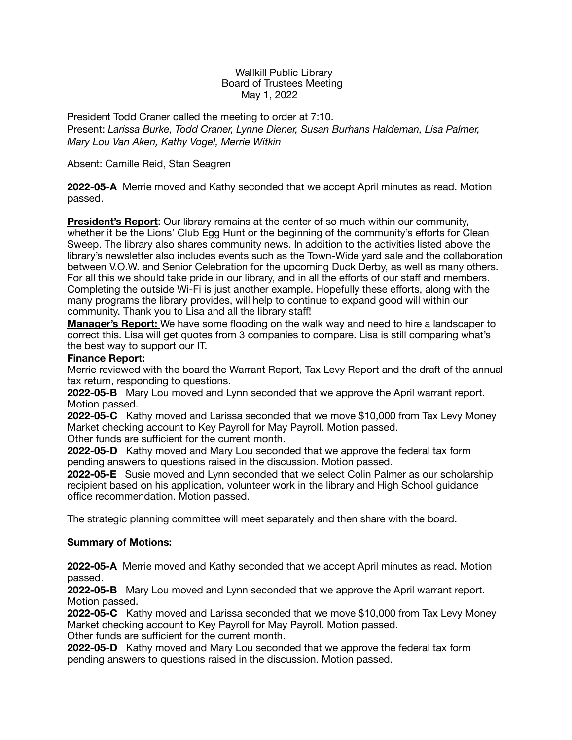Wallkill Public Library
Board of Trustees Meeting
May 1, 2022

President Todd Craner called the meeting to order at 7:10.
Present: *Larissa Burke, Todd Craner, Lynne Diener, Susan Burhans Haldeman, Lisa Palmer, Mary Lou Van Aken, Kathy Vogel, Merrie Witkin*

Absent: Camille Reid, Stan Seagren

**2022-05-A** Merrie moved and Kathy seconded that we accept April minutes as read. Motion passed.

**<u>President's Report</u>**: Our library remains at the center of so much within our community, whether it be the Lions' Club Egg Hunt or the beginning of the community's efforts for Clean Sweep. The library also shares community news. In addition to the activities listed above the library's newsletter also includes events such as the Town-Wide yard sale and the collaboration between V.O.W. and Senior Celebration for the upcoming Duck Derby, as well as many others. For all this we should take pride in our library, and in all the efforts of our staff and members. Completing the outside Wi-Fi is just another example. Hopefully these efforts, along with the many programs the library provides, will help to continue to expand good will within our community. Thank you to Lisa and all the library staff!

**<u>Manager's Report:</u>** We have some flooding on the walk way and need to hire a landscaper to correct this. Lisa will get quotes from 3 companies to compare. Lisa is still comparing what's the best way to support our IT.

**<u>Finance Report:</u>**

Merrie reviewed with the board the Warrant Report, Tax Levy Report and the draft of the annual tax return, responding to questions.

**2022-05-B** Mary Lou moved and Lynn seconded that we approve the April warrant report. Motion passed.

**2022-05-C** Kathy moved and Larissa seconded that we move $10,000 from Tax Levy Money Market checking account to Key Payroll for May Payroll. Motion passed.
Other funds are sufficient for the current month.

**2022-05-D** Kathy moved and Mary Lou seconded that we approve the federal tax form pending answers to questions raised in the discussion. Motion passed.

**2022-05-E** Susie moved and Lynn seconded that we select Colin Palmer as our scholarship recipient based on his application, volunteer work in the library and High School guidance office recommendation. Motion passed.

The strategic planning committee will meet separately and then share with the board.

**<u>Summary of Motions:</u>**

**2022-05-A** Merrie moved and Kathy seconded that we accept April minutes as read. Motion passed.

**2022-05-B** Mary Lou moved and Lynn seconded that we approve the April warrant report. Motion passed.

**2022-05-C** Kathy moved and Larissa seconded that we move $10,000 from Tax Levy Money Market checking account to Key Payroll for May Payroll. Motion passed.
Other funds are sufficient for the current month.

**2022-05-D** Kathy moved and Mary Lou seconded that we approve the federal tax form pending answers to questions raised in the discussion. Motion passed.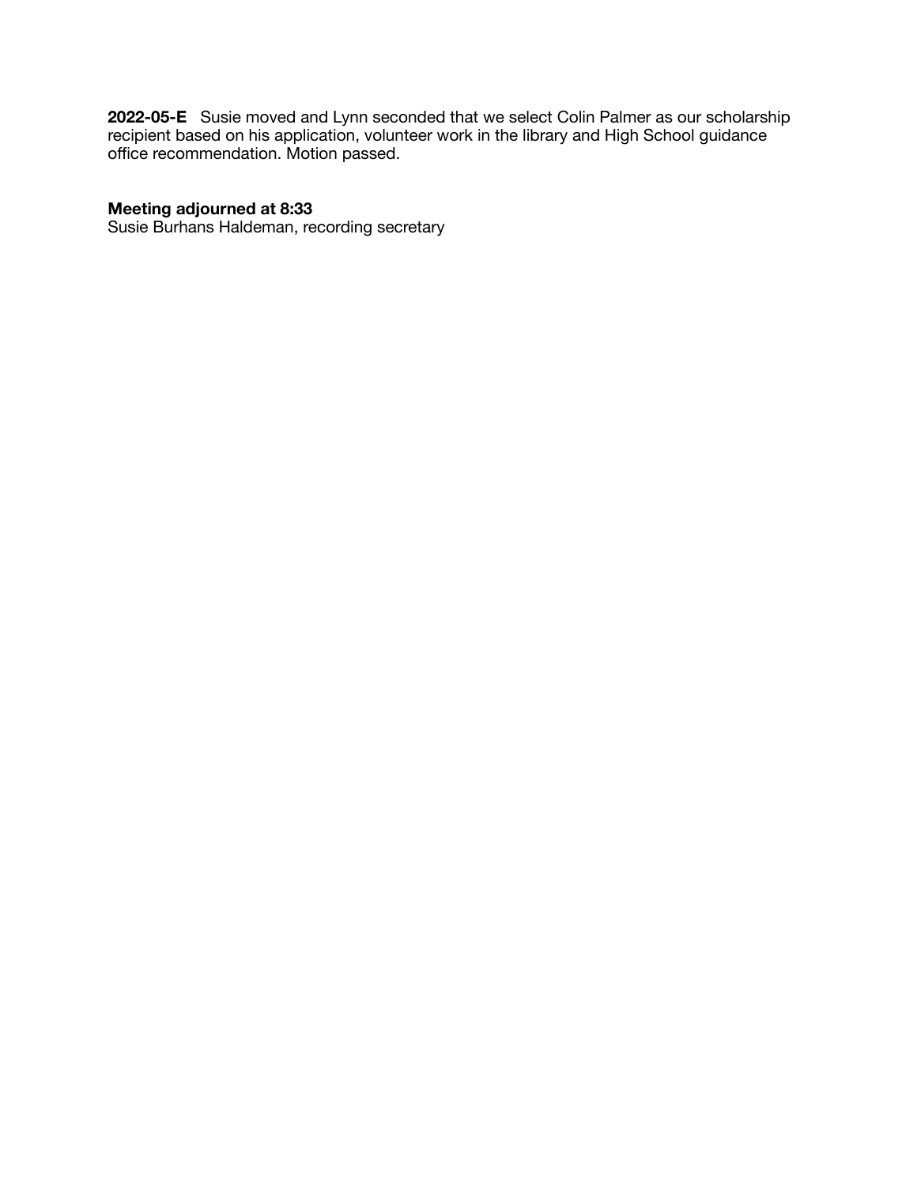**2022-05-E** Susie moved and Lynn seconded that we select Colin Palmer as our scholarship recipient based on his application, volunteer work in the library and High School guidance office recommendation. Motion passed.

**Meeting adjourned at 8:33**
Susie Burhans Haldeman, recording secretary